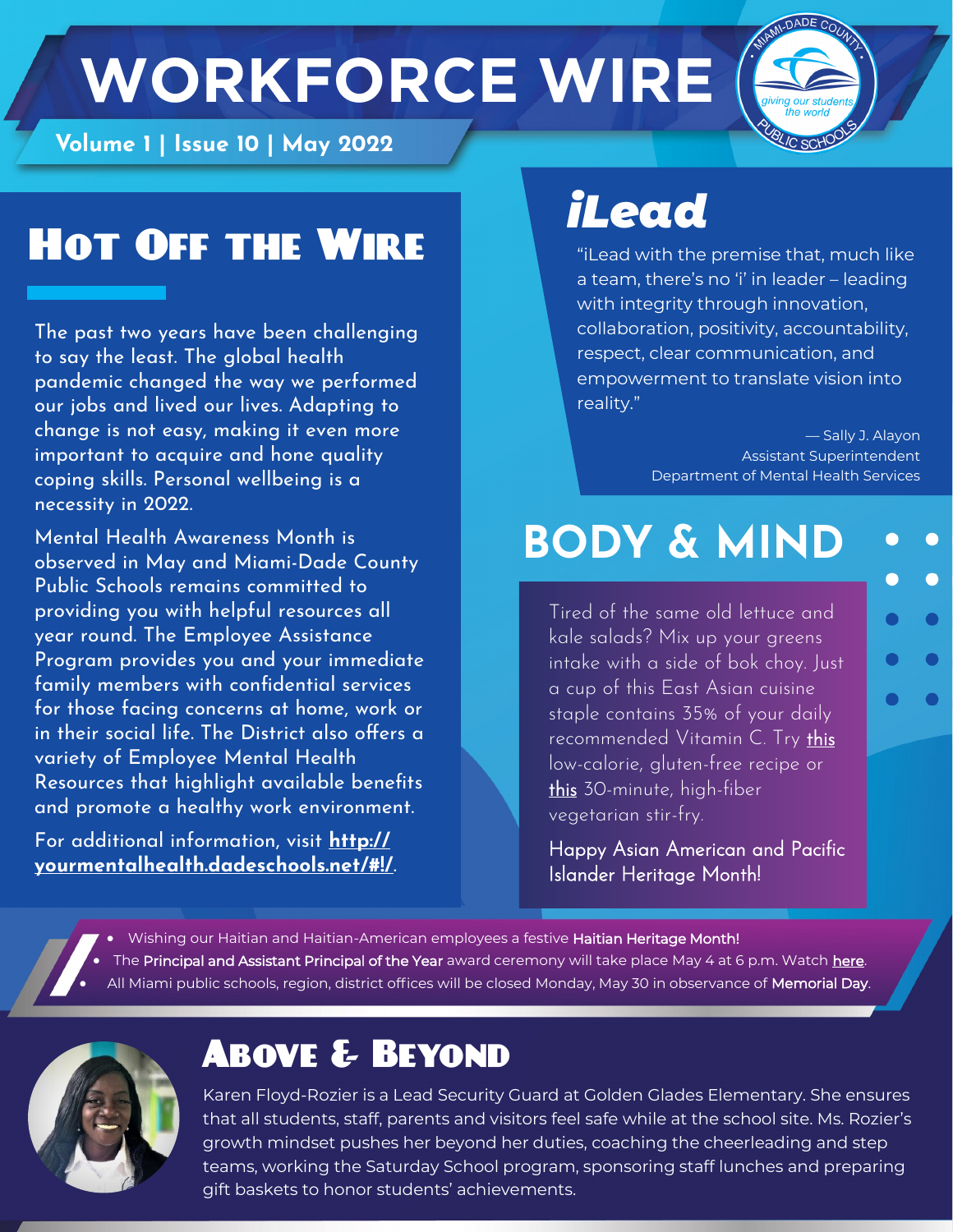# WORKFORCE WIRE

**Volume 1 | Issue 10 | May 2022**

## Hot Off the Wire

The past two years have been challenging to say the least. The global health pandemic changed the way we performed our jobs and lived our lives. Adapting to change is not easy, making it even more important to acquire and hone quality coping skills. Personal wellbeing is a necessity in 2022.

Mental Health Awareness Month is observed in May and Miami-Dade County Public Schools remains committed to providing you with helpful resources all year round. The Employee Assistance Program provides you and your immediate family members with confidential services for those facing concerns at home, work or in their social life. The District also offers a variety of Employee Mental Health Resources that highlight available benefits and promote a healthy work environment.

For additional information, visit **http://yourmentalhealth.dadeschools.net/#!/**.

## *iLead*

"iLead with the premise that, much like a team, there's no 'i' in leader – leading with integrity through innovation, collaboration, positivity, accountability, respect, clear communication, and empowerment to translate vision into reality."

— Sally J. Alayon
Assistant Superintendent
Department of Mental Health Services

## BODY & MIND

Tired of the same old lettuce and kale salads? Mix up your greens intake with a side of bok choy. Just a cup of this East Asian cuisine staple contains 35% of your daily recommended Vitamin C. Try this low-calorie, gluten-free recipe or this 30-minute, high-fiber vegetarian stir-fry.

Happy Asian American and Pacific Islander Heritage Month!

- Wishing our Haitian and Haitian-American employees a festive **Haitian Heritage Month!**
- The **Principal and Assistant Principal of the Year** award ceremony will take place May 4 at 6 p.m. Watch here.
- All Miami public schools, region, district offices will be closed Monday, May 30 in observance of **Memorial Day**.

## Above & Beyond

Karen Floyd-Rozier is a Lead Security Guard at Golden Glades Elementary. She ensures that all students, staff, parents and visitors feel safe while at the school site. Ms. Rozier's growth mindset pushes her beyond her duties, coaching the cheerleading and step teams, working the Saturday School program, sponsoring staff lunches and preparing gift baskets to honor students' achievements.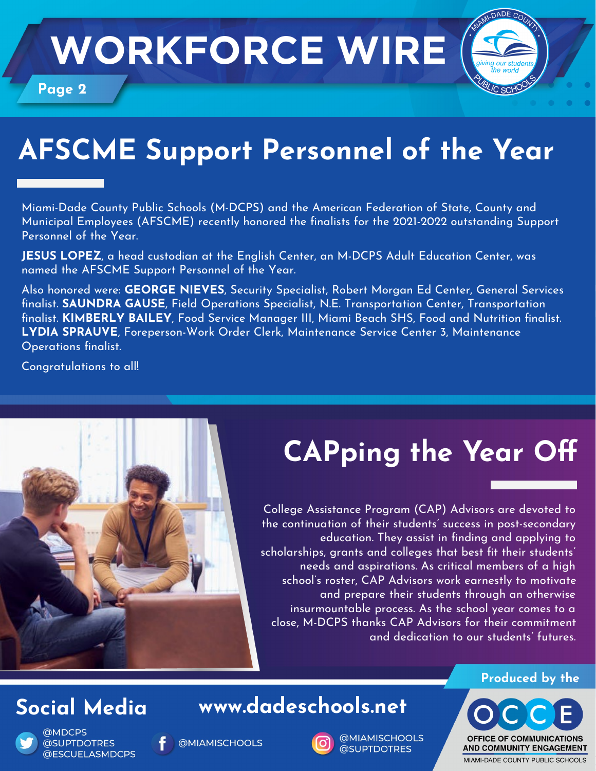# WORKFORCE WIRE

## AFSCME Support Personnel of the Year

Miami-Dade County Public Schools (M-DCPS) and the American Federation of State, County and Municipal Employees (AFSCME) recently honored the finalists for the 2021-2022 outstanding Support Personnel of the Year.

**JESUS LOPEZ**, a head custodian at the English Center, an M-DCPS Adult Education Center, was named the AFSCME Support Personnel of the Year.

Also honored were: **GEORGE NIEVES**, Security Specialist, Robert Morgan Ed Center, General Services finalist. **SAUNDRA GAUSE**, Field Operations Specialist, N.E. Transportation Center, Transportation finalist. **KIMBERLY BAILEY**, Food Service Manager III, Miami Beach SHS, Food and Nutrition finalist. **LYDIA SPRAUVE**, Foreperson-Work Order Clerk, Maintenance Service Center 3, Maintenance Operations finalist.

Congratulations to all!

## CAPping the Year Off

College Assistance Program (CAP) Advisors are devoted to the continuation of their students' success in post-secondary education. They assist in finding and applying to scholarships, grants and colleges that best fit their students' needs and aspirations. As critical members of a high school's roster, CAP Advisors work earnestly to motivate and prepare their students through an otherwise insurmountable process. As the school year comes to a close, M-DCPS thanks CAP Advisors for their commitment and dedication to our students' futures.

## Social Media

**www.dadeschools.net**

@MDCPS
@SUPTDOTRES
@ESCUELASMDCPS

@MIAMISCHOOLS

@MIAMISCHOOLS
@SUPTDOTRES

Produced by the OCCE
OFFICE OF COMMUNICATIONS AND COMMUNITY ENGAGEMENT
MIAMI-DADE COUNTY PUBLIC SCHOOLS